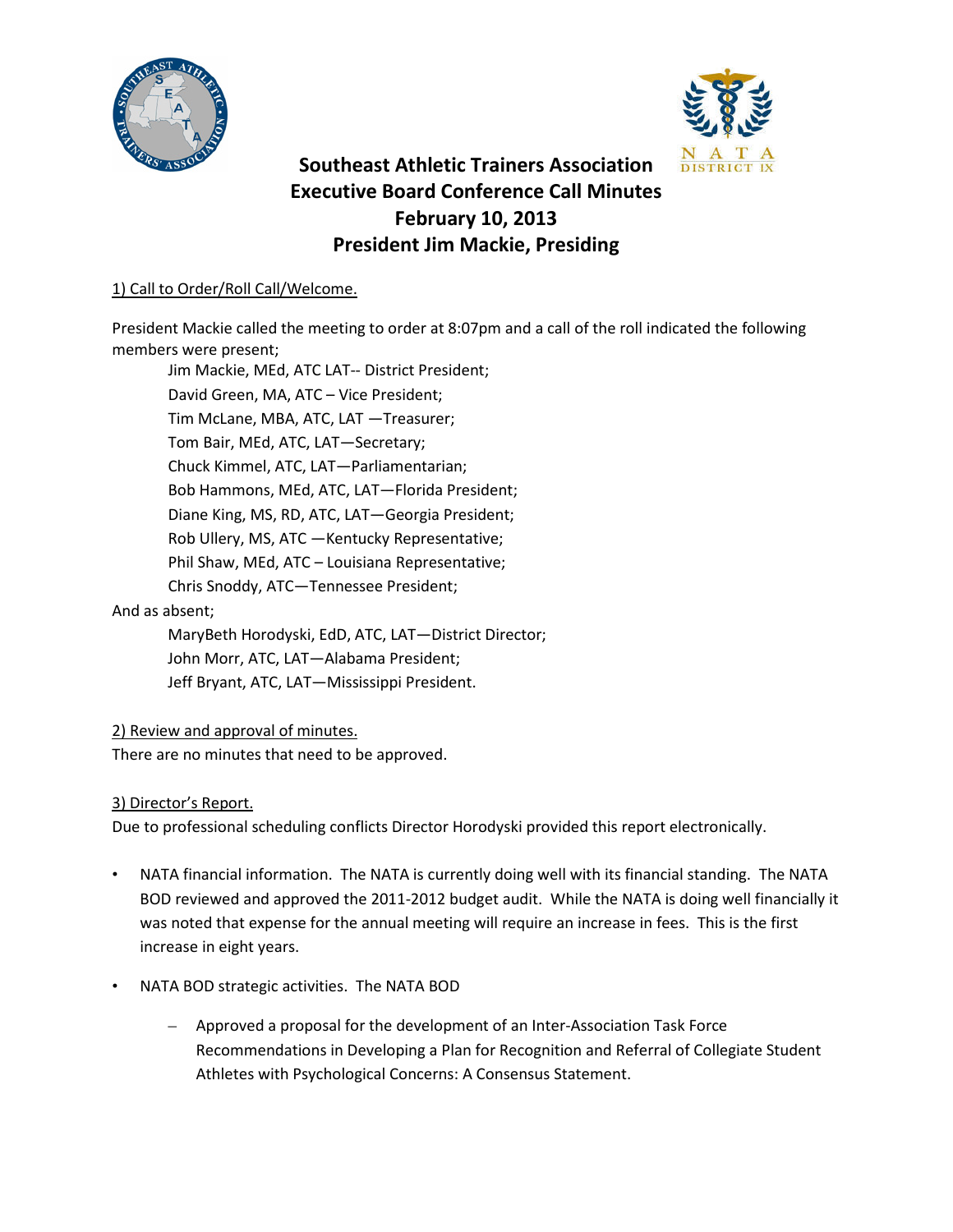# Southeast Athletic Trainers Association
# Executive Board Conference Call Minutes
# February 10, 2013
# President Jim Mackie, Presiding

1) Call to Order/Roll Call/Welcome.

President Mackie called the meeting to order at 8:07pm and a call of the roll indicated the following members were present;

Jim Mackie, MEd, ATC LAT-- District President;
David Green, MA, ATC – Vice President;
Tim McLane, MBA, ATC, LAT —Treasurer;
Tom Bair, MEd, ATC, LAT—Secretary;
Chuck Kimmel, ATC, LAT—Parliamentarian;
Bob Hammons, MEd, ATC, LAT—Florida President;
Diane King, MS, RD, ATC, LAT—Georgia President;
Rob Ullery, MS, ATC —Kentucky Representative;
Phil Shaw, MEd, ATC – Louisiana Representative;
Chris Snoddy, ATC—Tennessee President;

And as absent;

MaryBeth Horodyski, EdD, ATC, LAT—District Director;
John Morr, ATC, LAT—Alabama President;
Jeff Bryant, ATC, LAT—Mississippi President.

2) Review and approval of minutes.

There are no minutes that need to be approved.

3) Director's Report.

Due to professional scheduling conflicts Director Horodyski provided this report electronically.

- NATA financial information. The NATA is currently doing well with its financial standing. The NATA BOD reviewed and approved the 2011-2012 budget audit. While the NATA is doing well financially it was noted that expense for the annual meeting will require an increase in fees. This is the first increase in eight years.
- NATA BOD strategic activities. The NATA BOD
  - Approved a proposal for the development of an Inter-Association Task Force Recommendations in Developing a Plan for Recognition and Referral of Collegiate Student Athletes with Psychological Concerns: A Consensus Statement.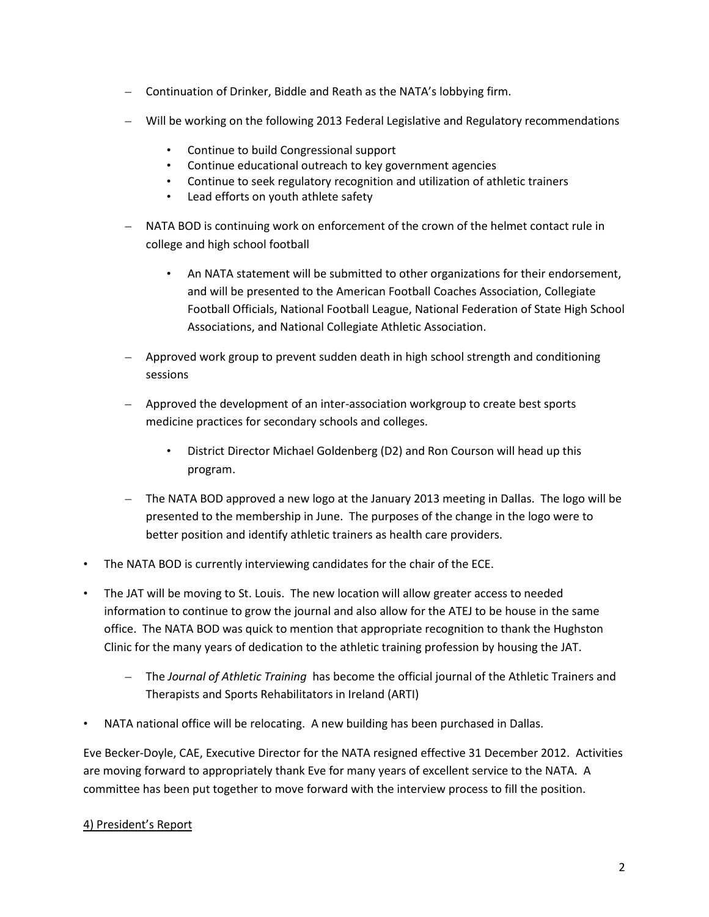- Continuation of Drinker, Biddle and Reath as the NATA's lobbying firm.
  - Will be working on the following 2013 Federal Legislative and Regulatory recommendations
    - Continue to build Congressional support
    - Continue educational outreach to key government agencies
    - Continue to seek regulatory recognition and utilization of athletic trainers
    - Lead efforts on youth athlete safety
  - NATA BOD is continuing work on enforcement of the crown of the helmet contact rule in college and high school football
    - An NATA statement will be submitted to other organizations for their endorsement, and will be presented to the American Football Coaches Association, Collegiate Football Officials, National Football League, National Federation of State High School Associations, and National Collegiate Athletic Association.
  - Approved work group to prevent sudden death in high school strength and conditioning sessions
  - Approved the development of an inter-association workgroup to create best sports medicine practices for secondary schools and colleges.
    - District Director Michael Goldenberg (D2) and Ron Courson will head up this program.
  - The NATA BOD approved a new logo at the January 2013 meeting in Dallas. The logo will be presented to the membership in June. The purposes of the change in the logo were to better position and identify athletic trainers as health care providers.
- The NATA BOD is currently interviewing candidates for the chair of the ECE.
- The JAT will be moving to St. Louis. The new location will allow greater access to needed information to continue to grow the journal and also allow for the ATEJ to be house in the same office. The NATA BOD was quick to mention that appropriate recognition to thank the Hughston Clinic for the many years of dedication to the athletic training profession by housing the JAT.
  - The *Journal of Athletic Training* has become the official journal of the Athletic Trainers and Therapists and Sports Rehabilitators in Ireland (ARTI)
- NATA national office will be relocating. A new building has been purchased in Dallas.

Eve Becker-Doyle, CAE, Executive Director for the NATA resigned effective 31 December 2012. Activities are moving forward to appropriately thank Eve for many years of excellent service to the NATA. A committee has been put together to move forward with the interview process to fill the position.

<u>4) President's Report</u>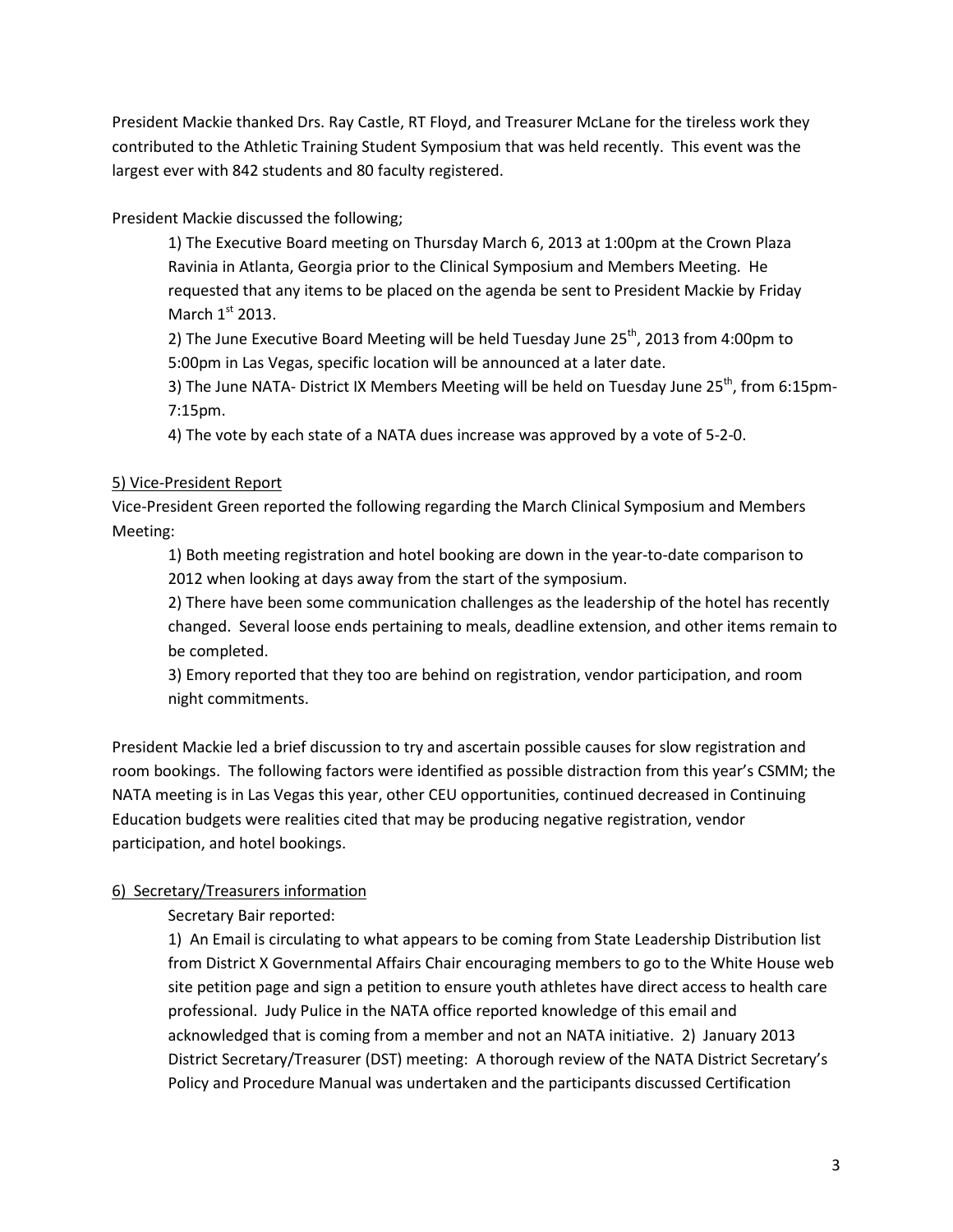President Mackie thanked Drs. Ray Castle, RT Floyd, and Treasurer McLane for the tireless work they contributed to the Athletic Training Student Symposium that was held recently. This event was the largest ever with 842 students and 80 faculty registered.

President Mackie discussed the following;

1) The Executive Board meeting on Thursday March 6, 2013 at 1:00pm at the Crown Plaza Ravinia in Atlanta, Georgia prior to the Clinical Symposium and Members Meeting. He requested that any items to be placed on the agenda be sent to President Mackie by Friday March 1st 2013.

2) The June Executive Board Meeting will be held Tuesday June 25th, 2013 from 4:00pm to 5:00pm in Las Vegas, specific location will be announced at a later date.

3) The June NATA- District IX Members Meeting will be held on Tuesday June 25th, from 6:15pm-7:15pm.

4) The vote by each state of a NATA dues increase was approved by a vote of 5-2-0.

<u>5) Vice-President Report</u>

Vice-President Green reported the following regarding the March Clinical Symposium and Members Meeting:

1) Both meeting registration and hotel booking are down in the year-to-date comparison to 2012 when looking at days away from the start of the symposium.

2) There have been some communication challenges as the leadership of the hotel has recently changed. Several loose ends pertaining to meals, deadline extension, and other items remain to be completed.

3) Emory reported that they too are behind on registration, vendor participation, and room night commitments.

President Mackie led a brief discussion to try and ascertain possible causes for slow registration and room bookings. The following factors were identified as possible distraction from this year's CSMM; the NATA meeting is in Las Vegas this year, other CEU opportunities, continued decreased in Continuing Education budgets were realities cited that may be producing negative registration, vendor participation, and hotel bookings.

<u>6) Secretary/Treasurers information</u>

Secretary Bair reported:

1) An Email is circulating to what appears to be coming from State Leadership Distribution list from District X Governmental Affairs Chair encouraging members to go to the White House web site petition page and sign a petition to ensure youth athletes have direct access to health care professional. Judy Pulice in the NATA office reported knowledge of this email and acknowledged that is coming from a member and not an NATA initiative. 2) January 2013 District Secretary/Treasurer (DST) meeting: A thorough review of the NATA District Secretary's Policy and Procedure Manual was undertaken and the participants discussed Certification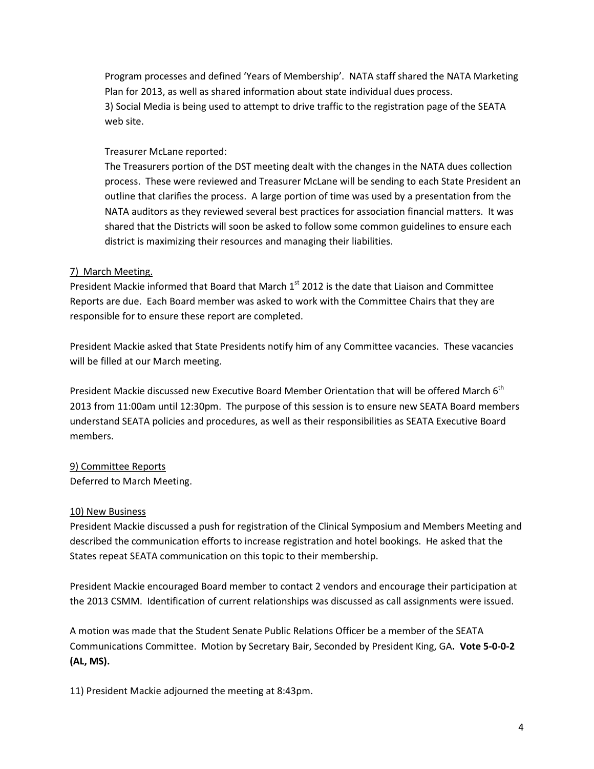Program processes and defined 'Years of Membership'. NATA staff shared the NATA Marketing Plan for 2013, as well as shared information about state individual dues process.
3) Social Media is being used to attempt to drive traffic to the registration page of the SEATA web site.

Treasurer McLane reported:
The Treasurers portion of the DST meeting dealt with the changes in the NATA dues collection process. These were reviewed and Treasurer McLane will be sending to each State President an outline that clarifies the process. A large portion of time was used by a presentation from the NATA auditors as they reviewed several best practices for association financial matters. It was shared that the Districts will soon be asked to follow some common guidelines to ensure each district is maximizing their resources and managing their liabilities.

<u>7) March Meeting.</u>
President Mackie informed that Board that March 1st 2012 is the date that Liaison and Committee Reports are due. Each Board member was asked to work with the Committee Chairs that they are responsible for to ensure these report are completed.

President Mackie asked that State Presidents notify him of any Committee vacancies. These vacancies will be filled at our March meeting.

President Mackie discussed new Executive Board Member Orientation that will be offered March 6th 2013 from 11:00am until 12:30pm. The purpose of this session is to ensure new SEATA Board members understand SEATA policies and procedures, as well as their responsibilities as SEATA Executive Board members.

<u>9) Committee Reports</u>
Deferred to March Meeting.

<u>10) New Business</u>
President Mackie discussed a push for registration of the Clinical Symposium and Members Meeting and described the communication efforts to increase registration and hotel bookings. He asked that the States repeat SEATA communication on this topic to their membership.

President Mackie encouraged Board member to contact 2 vendors and encourage their participation at the 2013 CSMM. Identification of current relationships was discussed as call assignments were issued.

A motion was made that the Student Senate Public Relations Officer be a member of the SEATA Communications Committee. Motion by Secretary Bair, Seconded by President King, GA**. Vote 5-0-0-2 (AL, MS).**

11) President Mackie adjourned the meeting at 8:43pm.